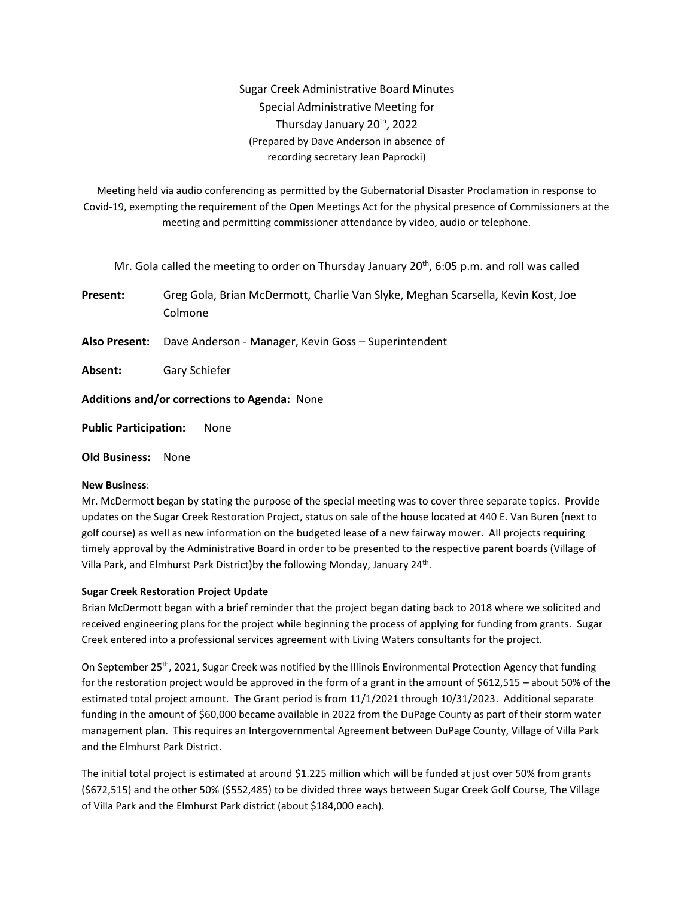Sugar Creek Administrative Board Minutes
Special Administrative Meeting for
Thursday January 20th, 2022
(Prepared by Dave Anderson in absence of
recording secretary Jean Paprocki)

Meeting held via audio conferencing as permitted by the Gubernatorial Disaster Proclamation in response to Covid-19, exempting the requirement of the Open Meetings Act for the physical presence of Commissioners at the meeting and permitting commissioner attendance by video, audio or telephone.

Mr. Gola called the meeting to order on Thursday January 20th, 6:05 p.m. and roll was called

**Present:** Greg Gola, Brian McDermott, Charlie Van Slyke, Meghan Scarsella, Kevin Kost, Joe Colmone

**Also Present:** Dave Anderson - Manager, Kevin Goss – Superintendent

**Absent:** Gary Schiefer

**Additions and/or corrections to Agenda:** None

**Public Participation:** None

**Old Business:** None

**New Business**:
Mr. McDermott began by stating the purpose of the special meeting was to cover three separate topics. Provide updates on the Sugar Creek Restoration Project, status on sale of the house located at 440 E. Van Buren (next to golf course) as well as new information on the budgeted lease of a new fairway mower. All projects requiring timely approval by the Administrative Board in order to be presented to the respective parent boards (Village of Villa Park, and Elmhurst Park District)by the following Monday, January 24th.

**Sugar Creek Restoration Project Update**
Brian McDermott began with a brief reminder that the project began dating back to 2018 where we solicited and received engineering plans for the project while beginning the process of applying for funding from grants. Sugar Creek entered into a professional services agreement with Living Waters consultants for the project.

On September 25th, 2021, Sugar Creek was notified by the Illinois Environmental Protection Agency that funding for the restoration project would be approved in the form of a grant in the amount of $612,515 – about 50% of the estimated total project amount. The Grant period is from 11/1/2021 through 10/31/2023. Additional separate funding in the amount of $60,000 became available in 2022 from the DuPage County as part of their storm water management plan. This requires an Intergovernmental Agreement between DuPage County, Village of Villa Park and the Elmhurst Park District.

The initial total project is estimated at around $1.225 million which will be funded at just over 50% from grants ($672,515) and the other 50% ($552,485) to be divided three ways between Sugar Creek Golf Course, The Village of Villa Park and the Elmhurst Park district (about $184,000 each).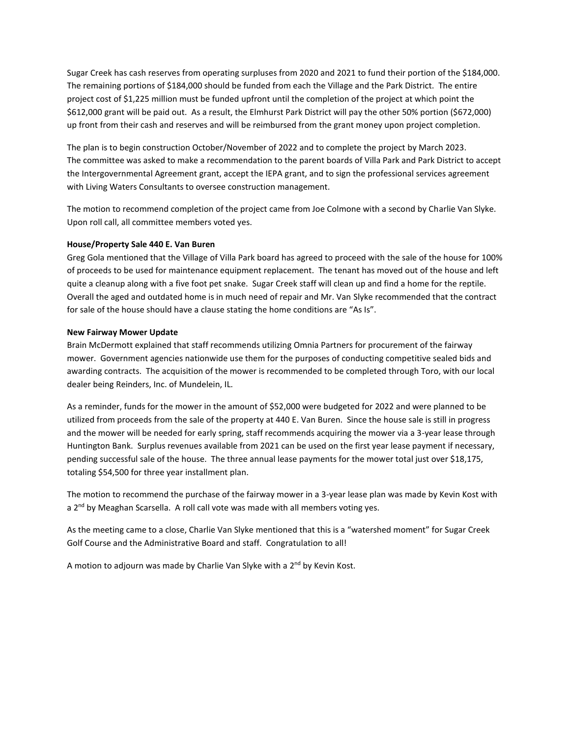Sugar Creek has cash reserves from operating surpluses from 2020 and 2021 to fund their portion of the $184,000. The remaining portions of $184,000 should be funded from each the Village and the Park District. The entire project cost of $1,225 million must be funded upfront until the completion of the project at which point the $612,000 grant will be paid out. As a result, the Elmhurst Park District will pay the other 50% portion ($672,000) up front from their cash and reserves and will be reimbursed from the grant money upon project completion.

The plan is to begin construction October/November of 2022 and to complete the project by March 2023. The committee was asked to make a recommendation to the parent boards of Villa Park and Park District to accept the Intergovernmental Agreement grant, accept the IEPA grant, and to sign the professional services agreement with Living Waters Consultants to oversee construction management.

The motion to recommend completion of the project came from Joe Colmone with a second by Charlie Van Slyke. Upon roll call, all committee members voted yes.

**House/Property Sale 440 E. Van Buren**

Greg Gola mentioned that the Village of Villa Park board has agreed to proceed with the sale of the house for 100% of proceeds to be used for maintenance equipment replacement. The tenant has moved out of the house and left quite a cleanup along with a five foot pet snake. Sugar Creek staff will clean up and find a home for the reptile. Overall the aged and outdated home is in much need of repair and Mr. Van Slyke recommended that the contract for sale of the house should have a clause stating the home conditions are "As Is".

**New Fairway Mower Update**

Brain McDermott explained that staff recommends utilizing Omnia Partners for procurement of the fairway mower. Government agencies nationwide use them for the purposes of conducting competitive sealed bids and awarding contracts. The acquisition of the mower is recommended to be completed through Toro, with our local dealer being Reinders, Inc. of Mundelein, IL.

As a reminder, funds for the mower in the amount of $52,000 were budgeted for 2022 and were planned to be utilized from proceeds from the sale of the property at 440 E. Van Buren. Since the house sale is still in progress and the mower will be needed for early spring, staff recommends acquiring the mower via a 3-year lease through Huntington Bank. Surplus revenues available from 2021 can be used on the first year lease payment if necessary, pending successful sale of the house. The three annual lease payments for the mower total just over $18,175, totaling $54,500 for three year installment plan.

The motion to recommend the purchase of the fairway mower in a 3-year lease plan was made by Kevin Kost with a 2nd by Meaghan Scarsella. A roll call vote was made with all members voting yes.

As the meeting came to a close, Charlie Van Slyke mentioned that this is a "watershed moment" for Sugar Creek Golf Course and the Administrative Board and staff. Congratulation to all!

A motion to adjourn was made by Charlie Van Slyke with a 2nd by Kevin Kost.